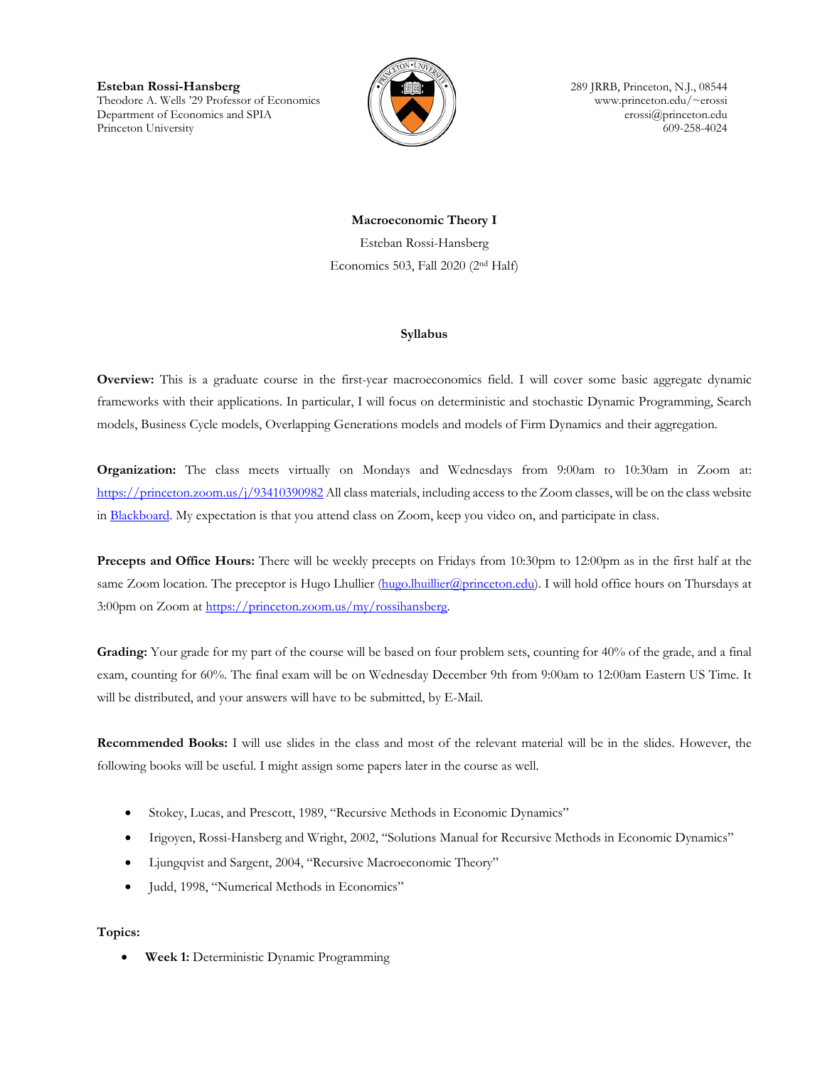**Esteban Rossi-Hansberg**
Theodore A. Wells '29 Professor of Economics
Department of Economics and SPIA
Princeton University

289 JRRB, Princeton, N.J., 08544
www.princeton.edu/~erossi
erossi@princeton.edu
609-258-4024

**Macroeconomic Theory I**

Esteban Rossi-Hansberg

Economics 503, Fall 2020 (2nd Half)

**Syllabus**

**Overview:** This is a graduate course in the first-year macroeconomics field. I will cover some basic aggregate dynamic frameworks with their applications. In particular, I will focus on deterministic and stochastic Dynamic Programming, Search models, Business Cycle models, Overlapping Generations models and models of Firm Dynamics and their aggregation.

**Organization:** The class meets virtually on Mondays and Wednesdays from 9:00am to 10:30am in Zoom at: [https://princeton.zoom.us/j/93410390982](https://princeton.zoom.us/j/93410390982) All class materials, including access to the Zoom classes, will be on the class website in [Blackboard](). My expectation is that you attend class on Zoom, keep you video on, and participate in class.

**Precepts and Office Hours:** There will be weekly precepts on Fridays from 10:30pm to 12:00pm as in the first half at the same Zoom location. The preceptor is Hugo Lhullier ([hugo.lhuillier@princeton.edu](mailto:hugo.lhuillier@princeton.edu)). I will hold office hours on Thursdays at 3:00pm on Zoom at [https://princeton.zoom.us/my/rossihansberg](https://princeton.zoom.us/my/rossihansberg).

**Grading:** Your grade for my part of the course will be based on four problem sets, counting for 40% of the grade, and a final exam, counting for 60%. The final exam will be on Wednesday December 9th from 9:00am to 12:00am Eastern US Time. It will be distributed, and your answers will have to be submitted, by E-Mail.

**Recommended Books:** I will use slides in the class and most of the relevant material will be in the slides. However, the following books will be useful. I might assign some papers later in the course as well.

- Stokey, Lucas, and Prescott, 1989, "Recursive Methods in Economic Dynamics"
- Irigoyen, Rossi-Hansberg and Wright, 2002, "Solutions Manual for Recursive Methods in Economic Dynamics"
- Ljungqvist and Sargent, 2004, "Recursive Macroeconomic Theory"
- Judd, 1998, "Numerical Methods in Economics"

**Topics:**

- **Week 1:** Deterministic Dynamic Programming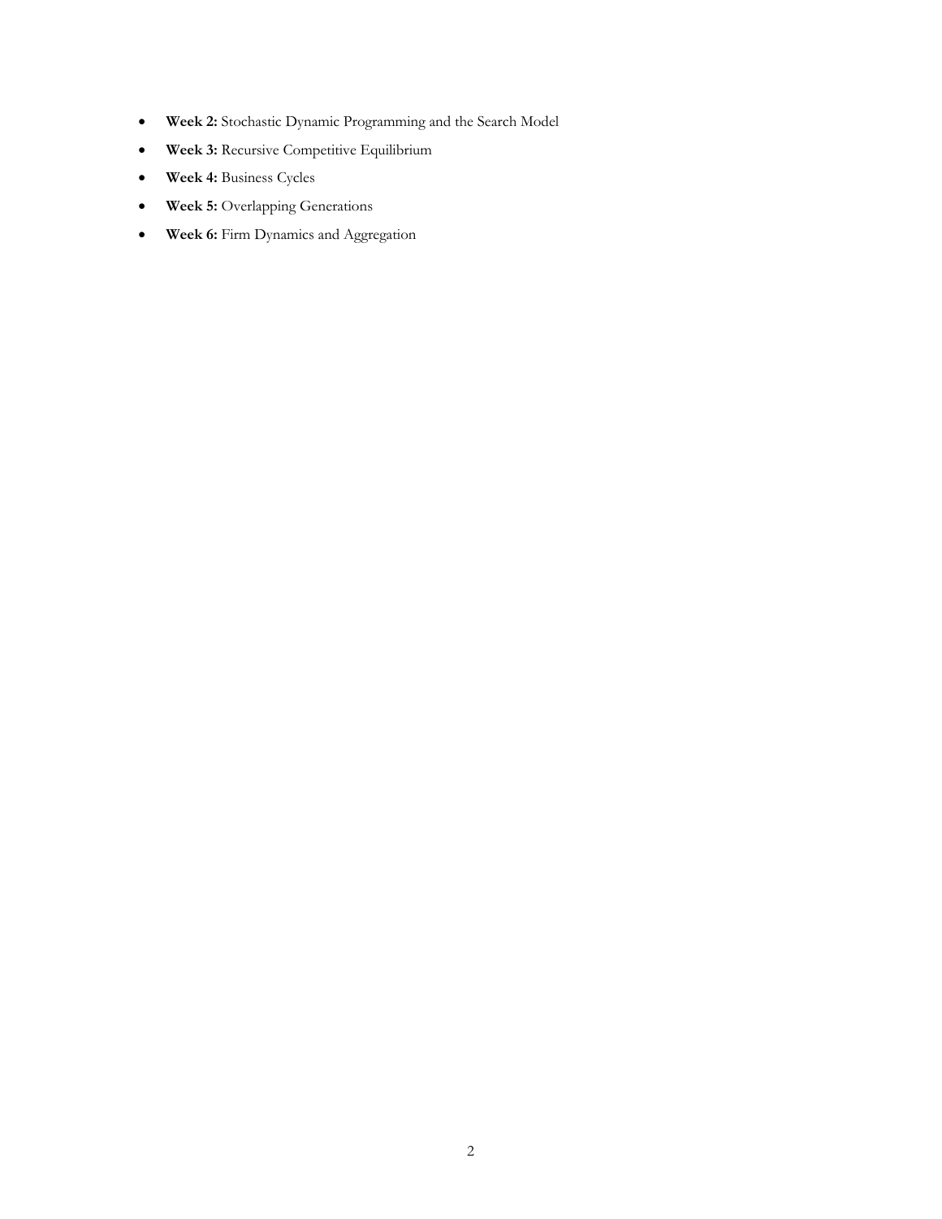- **Week 2:** Stochastic Dynamic Programming and the Search Model
- **Week 3:** Recursive Competitive Equilibrium
- **Week 4:** Business Cycles
- **Week 5:** Overlapping Generations
- **Week 6:** Firm Dynamics and Aggregation